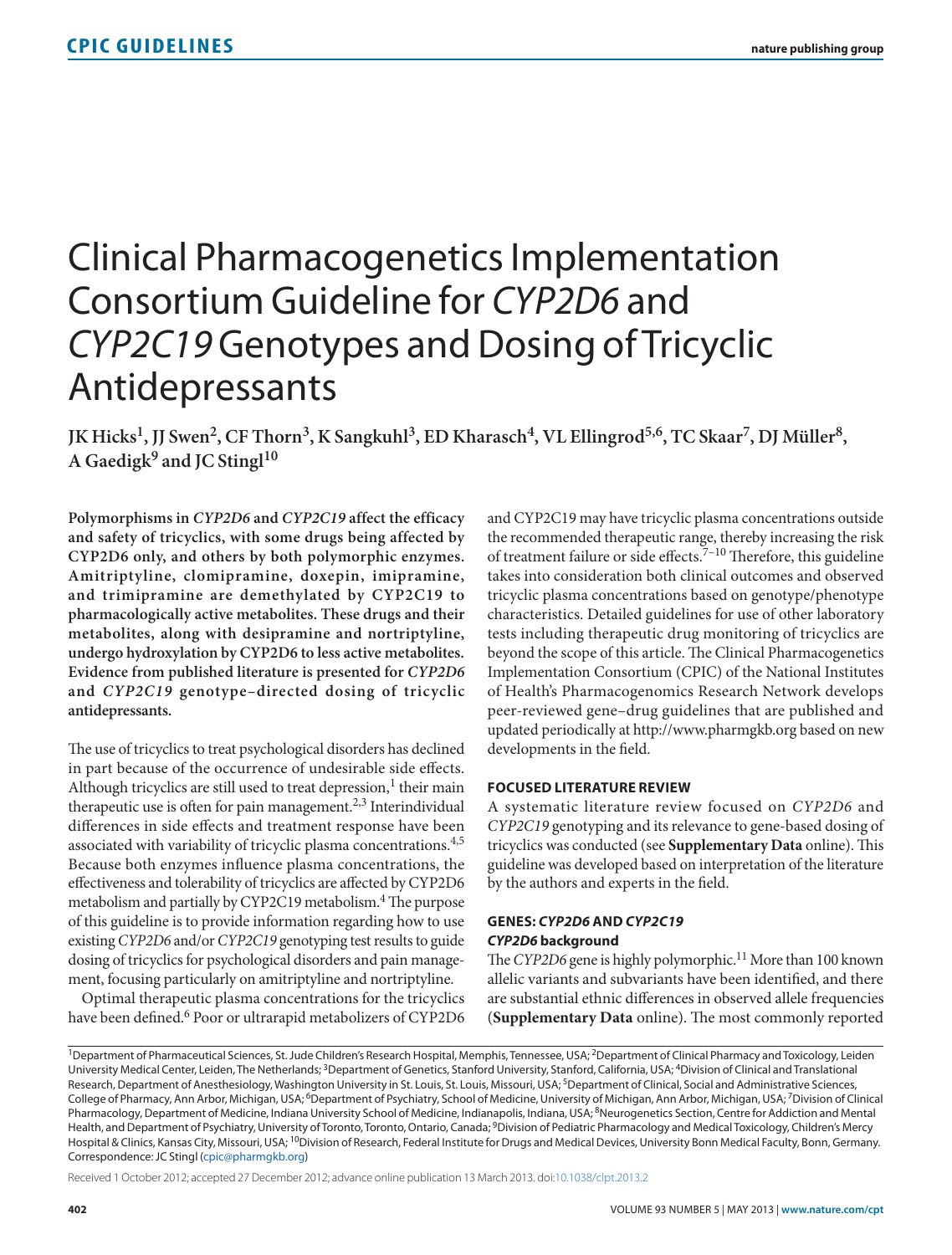# Clinical Pharmacogenetics Implementation Consortium Guideline for *CYP2D6* and *CYP2C19* Genotypes and Dosing of Tricyclic Antidepressants

**JK Hicks[1], JJ Swen[2], CF Thorn[3], K Sangkuhl[3], ED Kharasch[4], VL Ellingrod[5,6], TC Skaar[7], DJ Müller[8], A Gaedigk[9] and JC Stingl[10]**

**Polymorphisms in *CYP2D6* and *CYP2C19* affect the efficacy and safety of tricyclics, with some drugs being affected by CYP2D6 only, and others by both polymorphic enzymes. Amitriptyline, clomipramine, doxepin, imipramine, and trimipramine are demethylated by CYP2C19 to pharmacologically active metabolites. These drugs and their metabolites, along with desipramine and nortriptyline, undergo hydroxylation by CYP2D6 to less active metabolites. Evidence from published literature is presented for *CYP2D6* and *CYP2C19* genotype–directed dosing of tricyclic antidepressants.**

The use of tricyclics to treat psychological disorders has declined in part because of the occurrence of undesirable side effects. Although tricyclics are still used to treat depression,[1] their main therapeutic use is often for pain management.[2,3] Interindividual differences in side effects and treatment response have been associated with variability of tricyclic plasma concentrations.[4,5] Because both enzymes influence plasma concentrations, the effectiveness and tolerability of tricyclics are affected by CYP2D6 metabolism and partially by CYP2C19 metabolism.[4] The purpose of this guideline is to provide information regarding how to use existing *CYP2D6* and/or *CYP2C19* genotyping test results to guide dosing of tricyclics for psychological disorders and pain management, focusing particularly on amitriptyline and nortriptyline.

Optimal therapeutic plasma concentrations for the tricyclics have been defined.[6] Poor or ultrarapid metabolizers of CYP2D6 and CYP2C19 may have tricyclic plasma concentrations outside the recommended therapeutic range, thereby increasing the risk of treatment failure or side effects.[7–10] Therefore, this guideline takes into consideration both clinical outcomes and observed tricyclic plasma concentrations based on genotype/phenotype characteristics. Detailed guidelines for use of other laboratory tests including therapeutic drug monitoring of tricyclics are beyond the scope of this article. The Clinical Pharmacogenetics Implementation Consortium (CPIC) of the National Institutes of Health's Pharmacogenomics Research Network develops peer-reviewed gene–drug guidelines that are published and updated periodically at http://www.pharmgkb.org based on new developments in the field.

## FOCUSED LITERATURE REVIEW

A systematic literature review focused on *CYP2D6* and *CYP2C19* genotyping and its relevance to gene-based dosing of tricyclics was conducted (see **Supplementary Data** online). This guideline was developed based on interpretation of the literature by the authors and experts in the field.

## GENES: *CYP2D6* AND *CYP2C19*

### *CYP2D6* background

The *CYP2D6* gene is highly polymorphic.[11] More than 100 known allelic variants and subvariants have been identified, and there are substantial ethnic differences in observed allele frequencies (**Supplementary Data** online). The most commonly reported

[1]Department of Pharmaceutical Sciences, St. Jude Children's Research Hospital, Memphis, Tennessee, USA; [2]Department of Clinical Pharmacy and Toxicology, Leiden University Medical Center, Leiden, The Netherlands; [3]Department of Genetics, Stanford University, Stanford, California, USA; [4]Division of Clinical and Translational Research, Department of Anesthesiology, Washington University in St. Louis, St. Louis, Missouri, USA; [5]Department of Clinical, Social and Administrative Sciences, College of Pharmacy, Ann Arbor, Michigan, USA; [6]Department of Psychiatry, School of Medicine, University of Michigan, Ann Arbor, Michigan, USA; [7]Division of Clinical Pharmacology, Department of Medicine, Indiana University School of Medicine, Indianapolis, Indiana, USA; [8]Neurogenetics Section, Centre for Addiction and Mental Health, and Department of Psychiatry, University of Toronto, Toronto, Ontario, Canada; [9]Division of Pediatric Pharmacology and Medical Toxicology, Children's Mercy Hospital & Clinics, Kansas City, Missouri, USA; [10]Division of Research, Federal Institute for Drugs and Medical Devices, University Bonn Medical Faculty, Bonn, Germany. Correspondence: JC Stingl (cpic@pharmgkb.org)

Received 1 October 2012; accepted 27 December 2012; advance online publication 13 March 2013. doi:10.1038/clpt.2013.2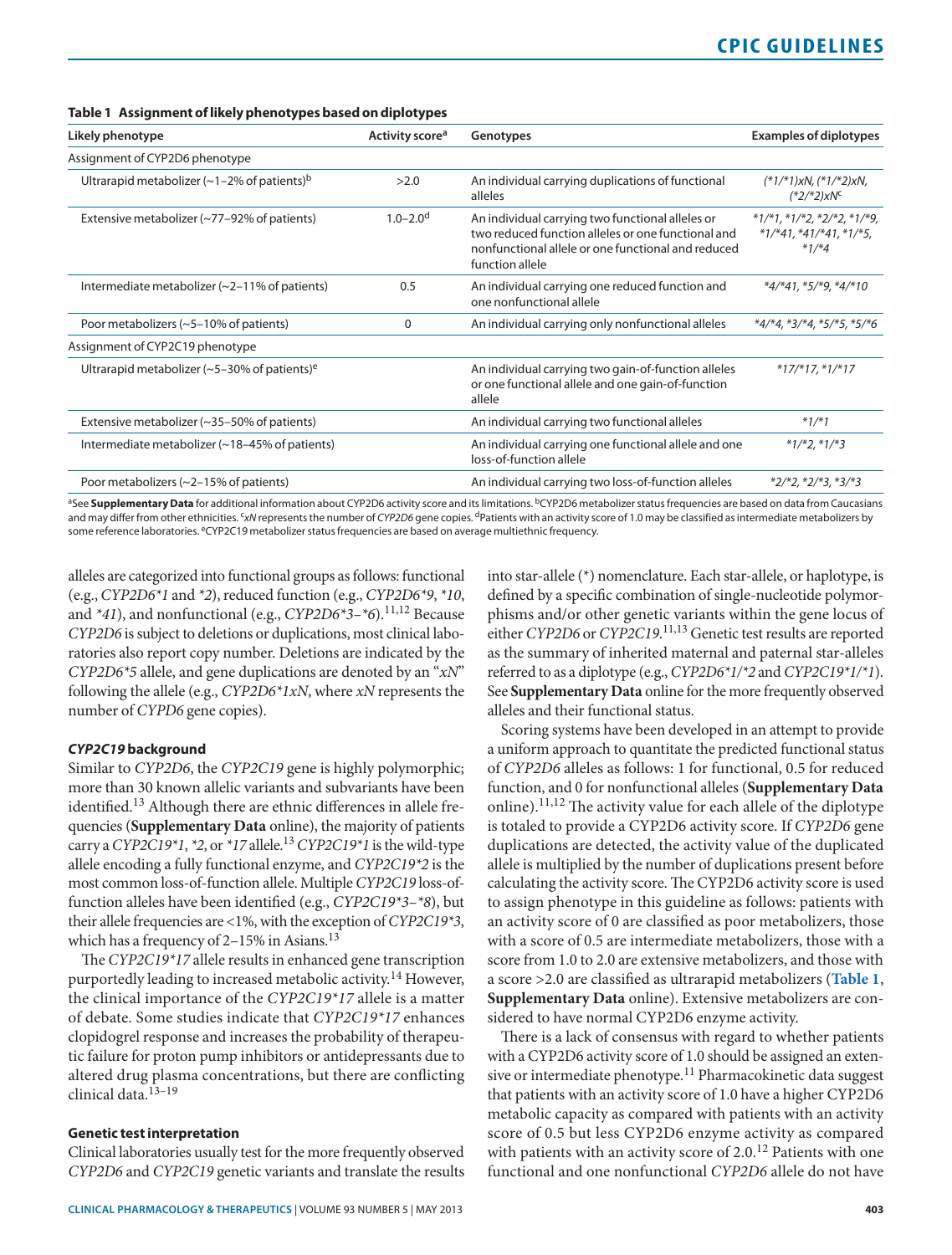**Table 1 Assignment of likely phenotypes based on diplotypes**

| Likely phenotype | Activity score[a] | Genotypes | Examples of diplotypes |
|---|---|---|---|
| Assignment of CYP2D6 phenotype | | | |
| Ultrarapid metabolizer (~1–2% of patients)[b] | >2.0 | An individual carrying duplications of functional alleles | *(\*1/\*1)xN, (\*1/\*2)xN, (\*2/\*2)xN*[c] |
| Extensive metabolizer (~77–92% of patients) | 1.0–2.0[d] | An individual carrying two functional alleles or two reduced function alleles or one functional and nonfunctional allele or one functional and reduced function allele | *\*1/\*1, \*1/\*2, \*2/\*2, \*1/\*9, \*1/\*41, \*41/\*41, \*1/\*5, \*1/\*4* |
| Intermediate metabolizer (~2–11% of patients) | 0.5 | An individual carrying one reduced function and one nonfunctional allele | *\*4/\*41, \*5/\*9, \*4/\*10* |
| Poor metabolizers (~5–10% of patients) | 0 | An individual carrying only nonfunctional alleles | *\*4/\*4, \*3/\*4, \*5/\*5, \*5/\*6* |
| Assignment of CYP2C19 phenotype | | | |
| Ultrarapid metabolizer (~5–30% of patients)[e] | | An individual carrying two gain-of-function alleles or one functional allele and one gain-of-function allele | *\*17/\*17, \*1/\*17* |
| Extensive metabolizer (~35–50% of patients) | | An individual carrying two functional alleles | *\*1/\*1* |
| Intermediate metabolizer (~18–45% of patients) | | An individual carrying one functional allele and one loss-of-function allele | *\*1/\*2, \*1/\*3* |
| Poor metabolizers (~2–15% of patients) | | An individual carrying two loss-of-function alleles | *\*2/\*2, \*2/\*3, \*3/\*3* |

[a]See **Supplementary Data** for additional information about CYP2D6 activity score and its limitations. [b]CYP2D6 metabolizer status frequencies are based on data from Caucasians and may differ from other ethnicities. [c]*xN* represents the number of *CYP2D6* gene copies. [d]Patients with an activity score of 1.0 may be classified as intermediate metabolizers by some reference laboratories. [e]CYP2C19 metabolizer status frequencies are based on average multiethnic frequency.

alleles are categorized into functional groups as follows: functional (e.g., *CYP2D6\*1* and *\*2*), reduced function (e.g., *CYP2D6\*9*, *\*10*, and *\*41*), and nonfunctional (e.g., *CYP2D6\*3–\*6*).[11,12] Because *CYP2D6* is subject to deletions or duplications, most clinical laboratories also report copy number. Deletions are indicated by the *CYP2D6\*5* allele, and gene duplications are denoted by an "*xN*" following the allele (e.g., *CYP2D6\*1xN*, where *xN* represents the number of *CYPD6* gene copies).

### *CYP2C19* background

Similar to *CYP2D6*, the *CYP2C19* gene is highly polymorphic; more than 30 known allelic variants and subvariants have been identified.[13] Although there are ethnic differences in allele frequencies (**Supplementary Data** online), the majority of patients carry a *CYP2C19\*1*, *\*2*, or *\*17* allele.[13] *CYP2C19\*1* is the wild-type allele encoding a fully functional enzyme, and *CYP2C19\*2* is the most common loss-of-function allele. Multiple *CYP2C19* loss-of-function alleles have been identified (e.g., *CYP2C19\*3–\*8*), but their allele frequencies are <1%, with the exception of *CYP2C19\*3*, which has a frequency of 2–15% in Asians.[13]

The *CYP2C19\*17* allele results in enhanced gene transcription purportedly leading to increased metabolic activity.[14] However, the clinical importance of the *CYP2C19\*17* allele is a matter of debate. Some studies indicate that *CYP2C19\*17* enhances clopidogrel response and increases the probability of therapeutic failure for proton pump inhibitors or antidepressants due to altered drug plasma concentrations, but there are conflicting clinical data.[13–19]

### Genetic test interpretation

Clinical laboratories usually test for the more frequently observed *CYP2D6* and *CYP2C19* genetic variants and translate the results into star-allele (\*) nomenclature. Each star-allele, or haplotype, is defined by a specific combination of single-nucleotide polymorphisms and/or other genetic variants within the gene locus of either *CYP2D6* or *CYP2C19*.[11,13] Genetic test results are reported as the summary of inherited maternal and paternal star-alleles referred to as a diplotype (e.g., *CYP2D6\*1/\*2* and *CYP2C19\*1/\*1*). See **Supplementary Data** online for the more frequently observed alleles and their functional status.

Scoring systems have been developed in an attempt to provide a uniform approach to quantitate the predicted functional status of *CYP2D6* alleles as follows: 1 for functional, 0.5 for reduced function, and 0 for nonfunctional alleles (**Supplementary Data** online).[11,12] The activity value for each allele of the diplotype is totaled to provide a CYP2D6 activity score. If *CYP2D6* gene duplications are detected, the activity value of the duplicated allele is multiplied by the number of duplications present before calculating the activity score. The CYP2D6 activity score is used to assign phenotype in this guideline as follows: patients with an activity score of 0 are classified as poor metabolizers, those with a score of 0.5 are intermediate metabolizers, those with a score from 1.0 to 2.0 are extensive metabolizers, and those with a score >2.0 are classified as ultrarapid metabolizers (**Table 1**, **Supplementary Data** online). Extensive metabolizers are considered to have normal CYP2D6 enzyme activity.

There is a lack of consensus with regard to whether patients with a CYP2D6 activity score of 1.0 should be assigned an extensive or intermediate phenotype.[11] Pharmacokinetic data suggest that patients with an activity score of 1.0 have a higher CYP2D6 metabolic capacity as compared with patients with an activity score of 0.5 but less CYP2D6 enzyme activity as compared with patients with an activity score of 2.0.[12] Patients with one functional and one nonfunctional *CYP2D6* allele do not have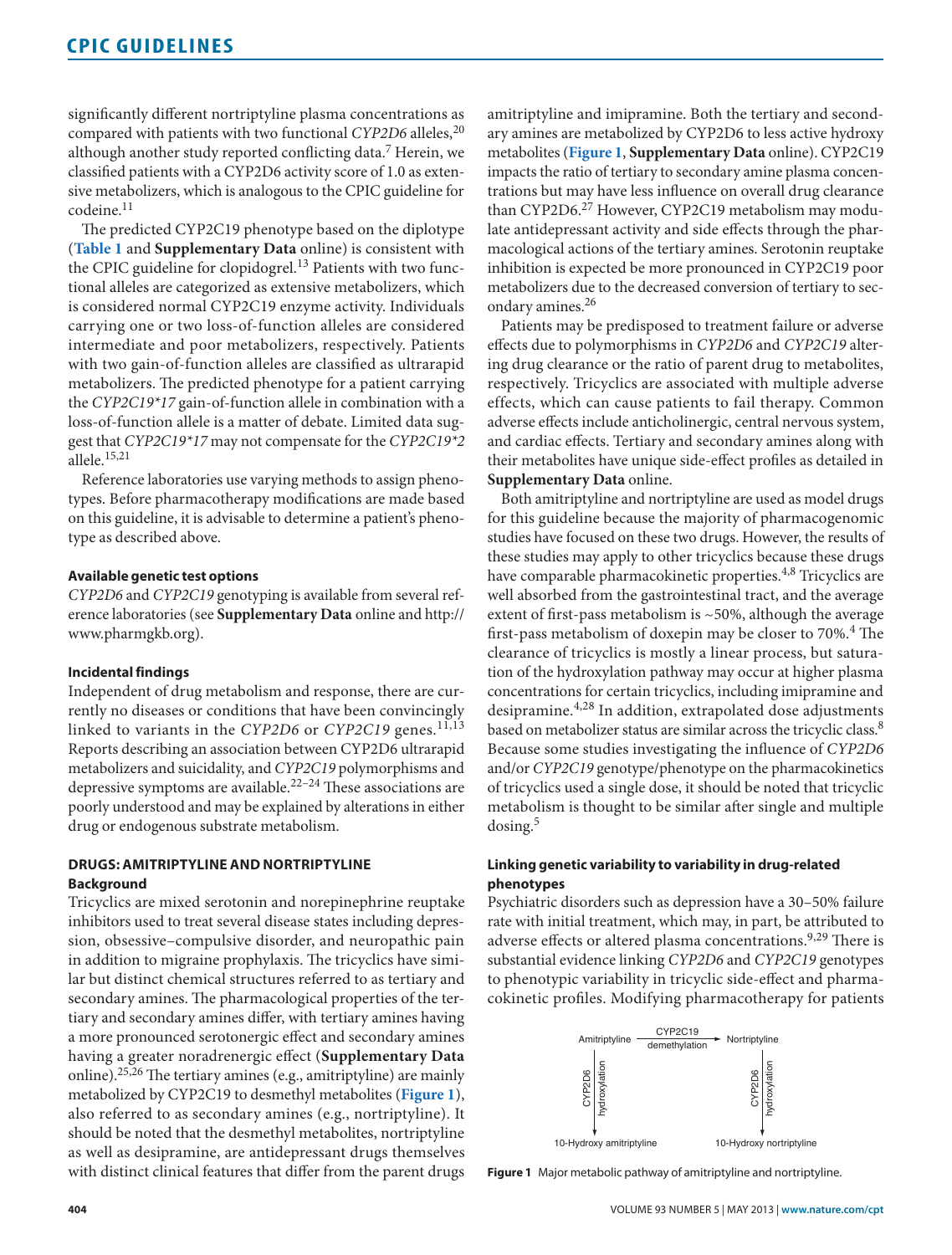significantly different nortriptyline plasma concentrations as compared with patients with two functional *CYP2D6* alleles,[20] although another study reported conflicting data.[7] Herein, we classified patients with a CYP2D6 activity score of 1.0 as extensive metabolizers, which is analogous to the CPIC guideline for codeine.[11]

The predicted CYP2C19 phenotype based on the diplotype (**Table 1** and **Supplementary Data** online) is consistent with the CPIC guideline for clopidogrel.[13] Patients with two functional alleles are categorized as extensive metabolizers, which is considered normal CYP2C19 enzyme activity. Individuals carrying one or two loss-of-function alleles are considered intermediate and poor metabolizers, respectively. Patients with two gain-of-function alleles are classified as ultrarapid metabolizers. The predicted phenotype for a patient carrying the *CYP2C19\*17* gain-of-function allele in combination with a loss-of-function allele is a matter of debate. Limited data suggest that *CYP2C19\*17* may not compensate for the *CYP2C19\*2* allele.[15,21]

Reference laboratories use varying methods to assign phenotypes. Before pharmacotherapy modifications are made based on this guideline, it is advisable to determine a patient's phenotype as described above.

#### Available genetic test options

*CYP2D6* and *CYP2C19* genotyping is available from several reference laboratories (see **Supplementary Data** online and http://www.pharmgkb.org).

#### Incidental findings

Independent of drug metabolism and response, there are currently no diseases or conditions that have been convincingly linked to variants in the *CYP2D6* or *CYP2C19* genes.[11,13] Reports describing an association between CYP2D6 ultrarapid metabolizers and suicidality, and *CYP2C19* polymorphisms and depressive symptoms are available.[22–24] These associations are poorly understood and may be explained by alterations in either drug or endogenous substrate metabolism.

## DRUGS: AMITRIPTYLINE AND NORTRIPTYLINE

#### Background

Tricyclics are mixed serotonin and norepinephrine reuptake inhibitors used to treat several disease states including depression, obsessive–compulsive disorder, and neuropathic pain in addition to migraine prophylaxis. The tricyclics have similar but distinct chemical structures referred to as tertiary and secondary amines. The pharmacological properties of the tertiary and secondary amines differ, with tertiary amines having a more pronounced serotonergic effect and secondary amines having a greater noradrenergic effect (**Supplementary Data** online).[25,26] The tertiary amines (e.g., amitriptyline) are mainly metabolized by CYP2C19 to desmethyl metabolites (**Figure 1**), also referred to as secondary amines (e.g., nortriptyline). It should be noted that the desmethyl metabolites, nortriptyline as well as desipramine, are antidepressant drugs themselves with distinct clinical features that differ from the parent drugs amitriptyline and imipramine. Both the tertiary and secondary amines are metabolized by CYP2D6 to less active hydroxy metabolites (**Figure 1**, **Supplementary Data** online). CYP2C19 impacts the ratio of tertiary to secondary amine plasma concentrations but may have less influence on overall drug clearance than CYP2D6.[27] However, CYP2C19 metabolism may modulate antidepressant activity and side effects through the pharmacological actions of the tertiary amines. Serotonin reuptake inhibition is expected be more pronounced in CYP2C19 poor metabolizers due to the decreased conversion of tertiary to secondary amines.[26]

Patients may be predisposed to treatment failure or adverse effects due to polymorphisms in *CYP2D6* and *CYP2C19* altering drug clearance or the ratio of parent drug to metabolites, respectively. Tricyclics are associated with multiple adverse effects, which can cause patients to fail therapy. Common adverse effects include anticholinergic, central nervous system, and cardiac effects. Tertiary and secondary amines along with their metabolites have unique side-effect profiles as detailed in **Supplementary Data** online.

Both amitriptyline and nortriptyline are used as model drugs for this guideline because the majority of pharmacogenomic studies have focused on these two drugs. However, the results of these studies may apply to other tricyclics because these drugs have comparable pharmacokinetic properties.[4,8] Tricyclics are well absorbed from the gastrointestinal tract, and the average extent of first-pass metabolism is ~50%, although the average first-pass metabolism of doxepin may be closer to 70%.[4] The clearance of tricyclics is mostly a linear process, but saturation of the hydroxylation pathway may occur at higher plasma concentrations for certain tricyclics, including imipramine and desipramine.[4,28] In addition, extrapolated dose adjustments based on metabolizer status are similar across the tricyclic class.[8] Because some studies investigating the influence of *CYP2D6* and/or *CYP2C19* genotype/phenotype on the pharmacokinetics of tricyclics used a single dose, it should be noted that tricyclic metabolism is thought to be similar after single and multiple dosing.[5]

#### Linking genetic variability to variability in drug-related phenotypes

Psychiatric disorders such as depression have a 30–50% failure rate with initial treatment, which may, in part, be attributed to adverse effects or altered plasma concentrations.[9,29] There is substantial evidence linking *CYP2D6* and *CYP2C19* genotypes to phenotypic variability in tricyclic side-effect and pharmacokinetic profiles. Modifying pharmacotherapy for patients

Amitriptyline —(CYP2C19 demethylation)→ Nortriptyline

Amitriptyline —(CYP2D6 hydroxylation)→ 10-Hydroxy amitriptyline

Nortriptyline —(CYP2D6 hydroxylation)→ 10-Hydroxy nortriptyline

**Figure 1** Major metabolic pathway of amitriptyline and nortriptyline.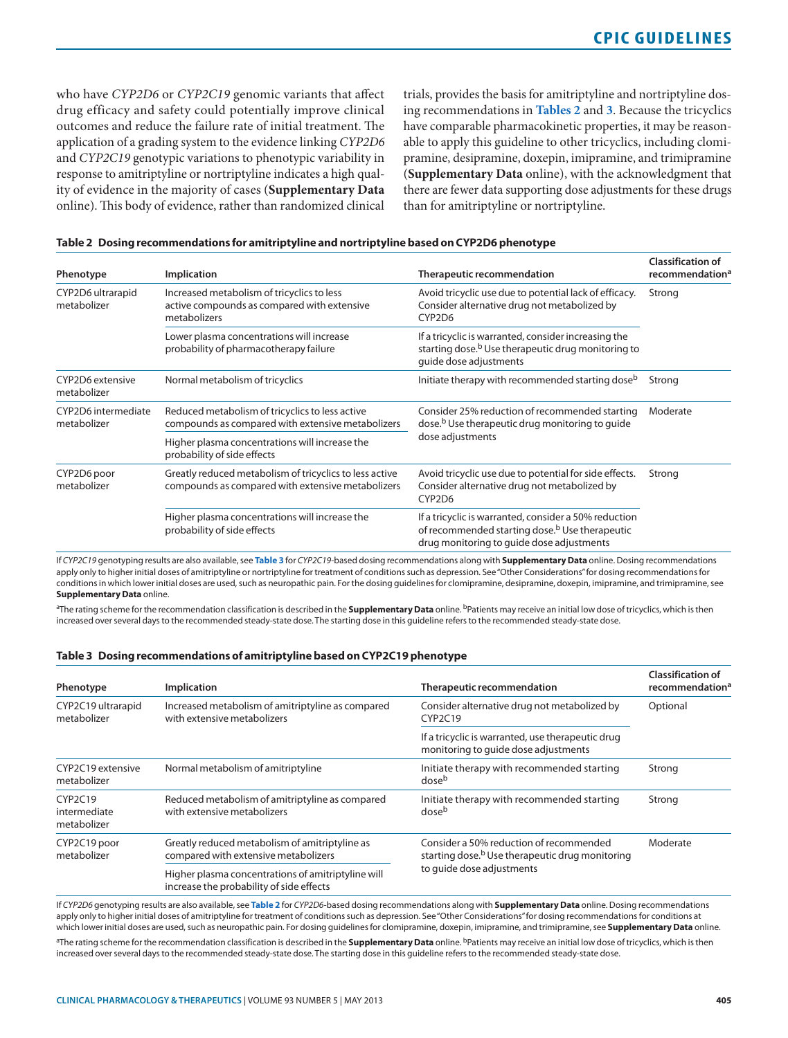who have *CYP2D6* or *CYP2C19* genomic variants that affect drug efficacy and safety could potentially improve clinical outcomes and reduce the failure rate of initial treatment. The application of a grading system to the evidence linking *CYP2D6* and *CYP2C19* genotypic variations to phenotypic variability in response to amitriptyline or nortriptyline indicates a high quality of evidence in the majority of cases (**Supplementary Data** online). This body of evidence, rather than randomized clinical trials, provides the basis for amitriptyline and nortriptyline dosing recommendations in **Tables 2** and **3**. Because the tricyclics have comparable pharmacokinetic properties, it may be reasonable to apply this guideline to other tricyclics, including clomipramine, desipramine, doxepin, imipramine, and trimipramine (**Supplementary Data** online), with the acknowledgment that there are fewer data supporting dose adjustments for these drugs than for amitriptyline or nortriptyline.

**Table 2 Dosing recommendations for amitriptyline and nortriptyline based on CYP2D6 phenotype**

| Phenotype | Implication | Therapeutic recommendation | Classification of recommendation[a] |
|---|---|---|---|
| CYP2D6 ultrarapid metabolizer | Increased metabolism of tricyclics to less active compounds as compared with extensive metabolizers | Avoid tricyclic use due to potential lack of efficacy. Consider alternative drug not metabolized by CYP2D6 | Strong |
| | Lower plasma concentrations will increase probability of pharmacotherapy failure | If a tricyclic is warranted, consider increasing the starting dose.[b] Use therapeutic drug monitoring to guide dose adjustments | |
| CYP2D6 extensive metabolizer | Normal metabolism of tricyclics | Initiate therapy with recommended starting dose[b] | Strong |
| CYP2D6 intermediate metabolizer | Reduced metabolism of tricyclics to less active compounds as compared with extensive metabolizers | Consider 25% reduction of recommended starting dose.[b] Use therapeutic drug monitoring to guide dose adjustments | Moderate |
| | Higher plasma concentrations will increase the probability of side effects | | |
| CYP2D6 poor metabolizer | Greatly reduced metabolism of tricyclics to less active compounds as compared with extensive metabolizers | Avoid tricyclic use due to potential for side effects. Consider alternative drug not metabolized by CYP2D6 | Strong |
| | Higher plasma concentrations will increase the probability of side effects | If a tricyclic is warranted, consider a 50% reduction of recommended starting dose.[b] Use therapeutic drug monitoring to guide dose adjustments | |

If *CYP2C19* genotyping results are also available, see **Table 3** for *CYP2C19*-based dosing recommendations along with **Supplementary Data** online. Dosing recommendations apply only to higher initial doses of amitriptyline or nortriptyline for treatment of conditions such as depression. See "Other Considerations" for dosing recommendations for conditions in which lower initial doses are used, such as neuropathic pain. For the dosing guidelines for clomipramine, desipramine, doxepin, imipramine, and trimipramine, see **Supplementary Data** online.

[a]The rating scheme for the recommendation classification is described in the **Supplementary Data** online. [b]Patients may receive an initial low dose of tricyclics, which is then increased over several days to the recommended steady-state dose. The starting dose in this guideline refers to the recommended steady-state dose.

**Table 3 Dosing recommendations of amitriptyline based on CYP2C19 phenotype**

| Phenotype | Implication | Therapeutic recommendation | Classification of recommendation[a] |
|---|---|---|---|
| CYP2C19 ultrarapid metabolizer | Increased metabolism of amitriptyline as compared with extensive metabolizers | Consider alternative drug not metabolized by CYP2C19 | Optional |
| | | If a tricyclic is warranted, use therapeutic drug monitoring to guide dose adjustments | |
| CYP2C19 extensive metabolizer | Normal metabolism of amitriptyline | Initiate therapy with recommended starting dose[b] | Strong |
| CYP2C19 intermediate metabolizer | Reduced metabolism of amitriptyline as compared with extensive metabolizers | Initiate therapy with recommended starting dose[b] | Strong |
| CYP2C19 poor metabolizer | Greatly reduced metabolism of amitriptyline as compared with extensive metabolizers | Consider a 50% reduction of recommended starting dose.[b] Use therapeutic drug monitoring to guide dose adjustments | Moderate |
| | Higher plasma concentrations of amitriptyline will increase the probability of side effects | | |

If *CYP2D6* genotyping results are also available, see **Table 2** for *CYP2D6*-based dosing recommendations along with **Supplementary Data** online. Dosing recommendations apply only to higher initial doses of amitriptyline for treatment of conditions such as depression. See "Other Considerations" for dosing recommendations for conditions at which lower initial doses are used, such as neuropathic pain. For dosing guidelines for clomipramine, doxepin, imipramine, and trimipramine, see **Supplementary Data** online.

[a]The rating scheme for the recommendation classification is described in the **Supplementary Data** online. [b]Patients may receive an initial low dose of tricyclics, which is then increased over several days to the recommended steady-state dose. The starting dose in this guideline refers to the recommended steady-state dose.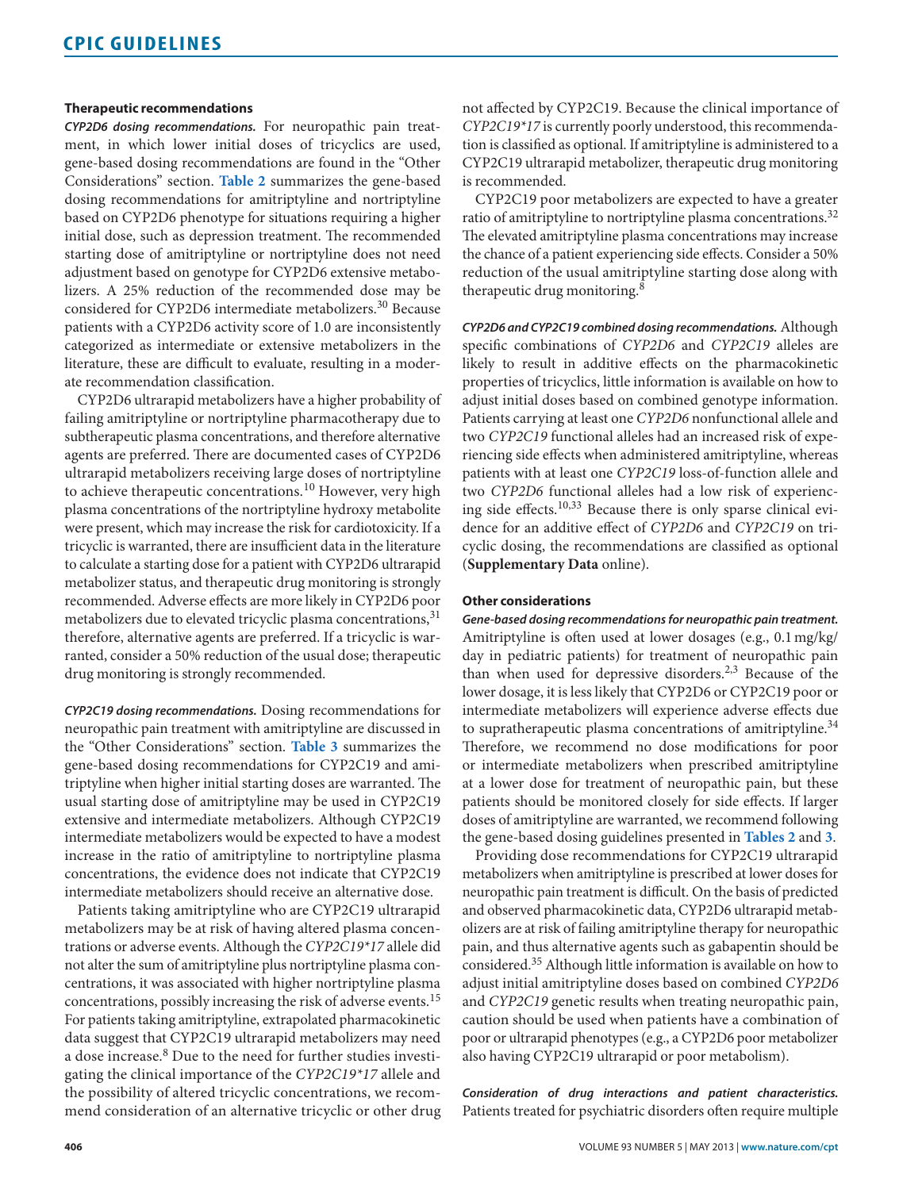### Therapeutic recommendations

***CYP2D6 dosing recommendations.*** For neuropathic pain treatment, in which lower initial doses of tricyclics are used, gene-based dosing recommendations are found in the "Other Considerations" section. **Table 2** summarizes the gene-based dosing recommendations for amitriptyline and nortriptyline based on CYP2D6 phenotype for situations requiring a higher initial dose, such as depression treatment. The recommended starting dose of amitriptyline or nortriptyline does not need adjustment based on genotype for CYP2D6 extensive metabolizers. A 25% reduction of the recommended dose may be considered for CYP2D6 intermediate metabolizers.[30] Because patients with a CYP2D6 activity score of 1.0 are inconsistently categorized as intermediate or extensive metabolizers in the literature, these are difficult to evaluate, resulting in a moderate recommendation classification.

CYP2D6 ultrarapid metabolizers have a higher probability of failing amitriptyline or nortriptyline pharmacotherapy due to subtherapeutic plasma concentrations, and therefore alternative agents are preferred. There are documented cases of CYP2D6 ultrarapid metabolizers receiving large doses of nortriptyline to achieve therapeutic concentrations.[10] However, very high plasma concentrations of the nortriptyline hydroxy metabolite were present, which may increase the risk for cardiotoxicity. If a tricyclic is warranted, there are insufficient data in the literature to calculate a starting dose for a patient with CYP2D6 ultrarapid metabolizer status, and therapeutic drug monitoring is strongly recommended. Adverse effects are more likely in CYP2D6 poor metabolizers due to elevated tricyclic plasma concentrations,[31] therefore, alternative agents are preferred. If a tricyclic is warranted, consider a 50% reduction of the usual dose; therapeutic drug monitoring is strongly recommended.

***CYP2C19 dosing recommendations.*** Dosing recommendations for neuropathic pain treatment with amitriptyline are discussed in the "Other Considerations" section. **Table 3** summarizes the gene-based dosing recommendations for CYP2C19 and amitriptyline when higher initial starting doses are warranted. The usual starting dose of amitriptyline may be used in CYP2C19 extensive and intermediate metabolizers. Although CYP2C19 intermediate metabolizers would be expected to have a modest increase in the ratio of amitriptyline to nortriptyline plasma concentrations, the evidence does not indicate that CYP2C19 intermediate metabolizers should receive an alternative dose.

Patients taking amitriptyline who are CYP2C19 ultrarapid metabolizers may be at risk of having altered plasma concentrations or adverse events. Although the *CYP2C19\*17* allele did not alter the sum of amitriptyline plus nortriptyline plasma concentrations, it was associated with higher nortriptyline plasma concentrations, possibly increasing the risk of adverse events.[15] For patients taking amitriptyline, extrapolated pharmacokinetic data suggest that CYP2C19 ultrarapid metabolizers may need a dose increase.[8] Due to the need for further studies investigating the clinical importance of the *CYP2C19\*17* allele and the possibility of altered tricyclic concentrations, we recommend consideration of an alternative tricyclic or other drug not affected by CYP2C19. Because the clinical importance of *CYP2C19\*17* is currently poorly understood, this recommendation is classified as optional. If amitriptyline is administered to a CYP2C19 ultrarapid metabolizer, therapeutic drug monitoring is recommended.

CYP2C19 poor metabolizers are expected to have a greater ratio of amitriptyline to nortriptyline plasma concentrations.[32] The elevated amitriptyline plasma concentrations may increase the chance of a patient experiencing side effects. Consider a 50% reduction of the usual amitriptyline starting dose along with therapeutic drug monitoring.[8]

***CYP2D6 and CYP2C19 combined dosing recommendations.*** Although specific combinations of *CYP2D6* and *CYP2C19* alleles are likely to result in additive effects on the pharmacokinetic properties of tricyclics, little information is available on how to adjust initial doses based on combined genotype information. Patients carrying at least one *CYP2D6* nonfunctional allele and two *CYP2C19* functional alleles had an increased risk of experiencing side effects when administered amitriptyline, whereas patients with at least one *CYP2C19* loss-of-function allele and two *CYP2D6* functional alleles had a low risk of experiencing side effects.[10,33] Because there is only sparse clinical evidence for an additive effect of *CYP2D6* and *CYP2C19* on tricyclic dosing, the recommendations are classified as optional (**Supplementary Data** online).

### Other considerations

***Gene-based dosing recommendations for neuropathic pain treatment.*** Amitriptyline is often used at lower dosages (e.g., 0.1 mg/kg/day in pediatric patients) for treatment of neuropathic pain than when used for depressive disorders.[2,3] Because of the lower dosage, it is less likely that CYP2D6 or CYP2C19 poor or intermediate metabolizers will experience adverse effects due to supratherapeutic plasma concentrations of amitriptyline.[34] Therefore, we recommend no dose modifications for poor or intermediate metabolizers when prescribed amitriptyline at a lower dose for treatment of neuropathic pain, but these patients should be monitored closely for side effects. If larger doses of amitriptyline are warranted, we recommend following the gene-based dosing guidelines presented in **Tables 2** and **3**.

Providing dose recommendations for CYP2C19 ultrarapid metabolizers when amitriptyline is prescribed at lower doses for neuropathic pain treatment is difficult. On the basis of predicted and observed pharmacokinetic data, CYP2D6 ultrarapid metabolizers are at risk of failing amitriptyline therapy for neuropathic pain, and thus alternative agents such as gabapentin should be considered.[35] Although little information is available on how to adjust initial amitriptyline doses based on combined *CYP2D6* and *CYP2C19* genetic results when treating neuropathic pain, caution should be used when patients have a combination of poor or ultrarapid phenotypes (e.g., a CYP2D6 poor metabolizer also having CYP2C19 ultrarapid or poor metabolism).

***Consideration of drug interactions and patient characteristics.*** Patients treated for psychiatric disorders often require multiple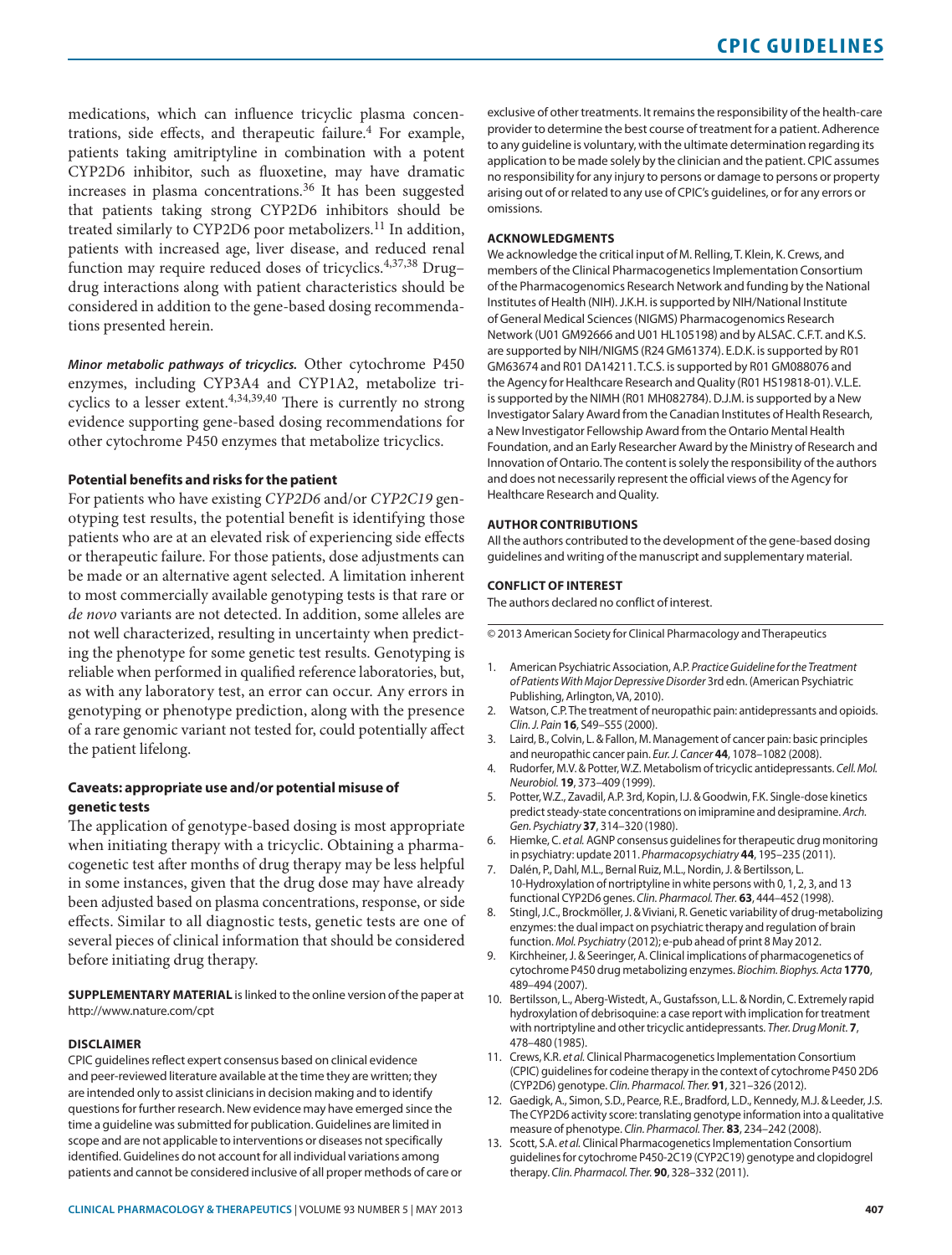medications, which can influence tricyclic plasma concentrations, side effects, and therapeutic failure.[4] For example, patients taking amitriptyline in combination with a potent CYP2D6 inhibitor, such as fluoxetine, may have dramatic increases in plasma concentrations.[36] It has been suggested that patients taking strong CYP2D6 inhibitors should be treated similarly to CYP2D6 poor metabolizers.[11] In addition, patients with increased age, liver disease, and reduced renal function may require reduced doses of tricyclics.[4,37,38] Drug–drug interactions along with patient characteristics should be considered in addition to the gene-based dosing recommendations presented herein.

***Minor metabolic pathways of tricyclics.*** Other cytochrome P450 enzymes, including CYP3A4 and CYP1A2, metabolize tricyclics to a lesser extent.[4,34,39,40] There is currently no strong evidence supporting gene-based dosing recommendations for other cytochrome P450 enzymes that metabolize tricyclics.

### Potential benefits and risks for the patient

For patients who have existing *CYP2D6* and/or *CYP2C19* genotyping test results, the potential benefit is identifying those patients who are at an elevated risk of experiencing side effects or therapeutic failure. For those patients, dose adjustments can be made or an alternative agent selected. A limitation inherent to most commercially available genotyping tests is that rare or *de novo* variants are not detected. In addition, some alleles are not well characterized, resulting in uncertainty when predicting the phenotype for some genetic test results. Genotyping is reliable when performed in qualified reference laboratories, but, as with any laboratory test, an error can occur. Any errors in genotyping or phenotype prediction, along with the presence of a rare genomic variant not tested for, could potentially affect the patient lifelong.

### Caveats: appropriate use and/or potential misuse of genetic tests

The application of genotype-based dosing is most appropriate when initiating therapy with a tricyclic. Obtaining a pharmacogenetic test after months of drug therapy may be less helpful in some instances, given that the drug dose may have already been adjusted based on plasma concentrations, response, or side effects. Similar to all diagnostic tests, genetic tests are one of several pieces of clinical information that should be considered before initiating drug therapy.

**SUPPLEMENTARY MATERIAL** is linked to the online version of the paper at http://www.nature.com/cpt

### DISCLAIMER

CPIC guidelines reflect expert consensus based on clinical evidence and peer-reviewed literature available at the time they are written; they are intended only to assist clinicians in decision making and to identify questions for further research. New evidence may have emerged since the time a guideline was submitted for publication. Guidelines are limited in scope and are not applicable to interventions or diseases not specifically identified. Guidelines do not account for all individual variations among patients and cannot be considered inclusive of all proper methods of care or exclusive of other treatments. It remains the responsibility of the health-care provider to determine the best course of treatment for a patient. Adherence to any guideline is voluntary, with the ultimate determination regarding its application to be made solely by the clinician and the patient. CPIC assumes no responsibility for any injury to persons or damage to persons or property arising out of or related to any use of CPIC's guidelines, or for any errors or omissions.

### ACKNOWLEDGMENTS

We acknowledge the critical input of M. Relling, T. Klein, K. Crews, and members of the Clinical Pharmacogenetics Implementation Consortium of the Pharmacogenomics Research Network and funding by the National Institutes of Health (NIH). J.K.H. is supported by NIH/National Institute of General Medical Sciences (NIGMS) Pharmacogenomics Research Network (U01 GM92666 and U01 HL105198) and by ALSAC. C.F.T. and K.S. are supported by NIH/NIGMS (R24 GM61374). E.D.K. is supported by R01 GM63674 and R01 DA14211. T.C.S. is supported by R01 GM088076 and the Agency for Healthcare Research and Quality (R01 HS19818-01). V.L.E. is supported by the NIMH (R01 MH082784). D.J.M. is supported by a New Investigator Salary Award from the Canadian Institutes of Health Research, a New Investigator Fellowship Award from the Ontario Mental Health Foundation, and an Early Researcher Award by the Ministry of Research and Innovation of Ontario. The content is solely the responsibility of the authors and does not necessarily represent the official views of the Agency for Healthcare Research and Quality.

### AUTHOR CONTRIBUTIONS

All the authors contributed to the development of the gene-based dosing guidelines and writing of the manuscript and supplementary material.

### CONFLICT OF INTEREST

The authors declared no conflict of interest.

© 2013 American Society for Clinical Pharmacology and Therapeutics

1. American Psychiatric Association, A.P. *Practice Guideline for the Treatment of Patients With Major Depressive Disorder* 3rd edn. (American Psychiatric Publishing, Arlington, VA, 2010).
2. Watson, C.P. The treatment of neuropathic pain: antidepressants and opioids. *Clin. J. Pain* **16**, S49–S55 (2000).
3. Laird, B., Colvin, L. & Fallon, M. Management of cancer pain: basic principles and neuropathic cancer pain. *Eur. J. Cancer* **44**, 1078–1082 (2008).
4. Rudorfer, M.V. & Potter, W.Z. Metabolism of tricyclic antidepressants. *Cell. Mol. Neurobiol.* **19**, 373–409 (1999).
5. Potter, W.Z., Zavadil, A.P. 3rd, Kopin, I.J. & Goodwin, F.K. Single-dose kinetics predict steady-state concentrations on imipramine and desipramine. *Arch. Gen. Psychiatry* **37**, 314–320 (1980).
6. Hiemke, C. *et al.* AGNP consensus guidelines for therapeutic drug monitoring in psychiatry: update 2011. *Pharmacopsychiatry* **44**, 195–235 (2011).
7. Dalén, P., Dahl, M.L., Bernal Ruiz, M.L., Nordin, J. & Bertilsson, L. 10-Hydroxylation of nortriptyline in white persons with 0, 1, 2, 3, and 13 functional CYP2D6 genes. *Clin. Pharmacol. Ther.* **63**, 444–452 (1998).
8. Stingl, J.C., Brockmöller, J. & Viviani, R. Genetic variability of drug-metabolizing enzymes: the dual impact on psychiatric therapy and regulation of brain function. *Mol. Psychiatry* (2012); e-pub ahead of print 8 May 2012.
9. Kirchheiner, J. & Seeringer, A. Clinical implications of pharmacogenetics of cytochrome P450 drug metabolizing enzymes. *Biochim. Biophys. Acta* **1770**, 489–494 (2007).
10. Bertilsson, L., Aberg-Wistedt, A., Gustafsson, L.L. & Nordin, C. Extremely rapid hydroxylation of debrisoquine: a case report with implication for treatment with nortriptyline and other tricyclic antidepressants. *Ther. Drug Monit.* **7**, 478–480 (1985).
11. Crews, K.R. *et al.* Clinical Pharmacogenetics Implementation Consortium (CPIC) guidelines for codeine therapy in the context of cytochrome P450 2D6 (CYP2D6) genotype. *Clin. Pharmacol. Ther.* **91**, 321–326 (2012).
12. Gaedigk, A., Simon, S.D., Pearce, R.E., Bradford, L.D., Kennedy, M.J. & Leeder, J.S. The CYP2D6 activity score: translating genotype information into a qualitative measure of phenotype. *Clin. Pharmacol. Ther.* **83**, 234–242 (2008).
13. Scott, S.A. *et al.* Clinical Pharmacogenetics Implementation Consortium guidelines for cytochrome P450-2C19 (CYP2C19) genotype and clopidogrel therapy. *Clin. Pharmacol. Ther.* **90**, 328–332 (2011).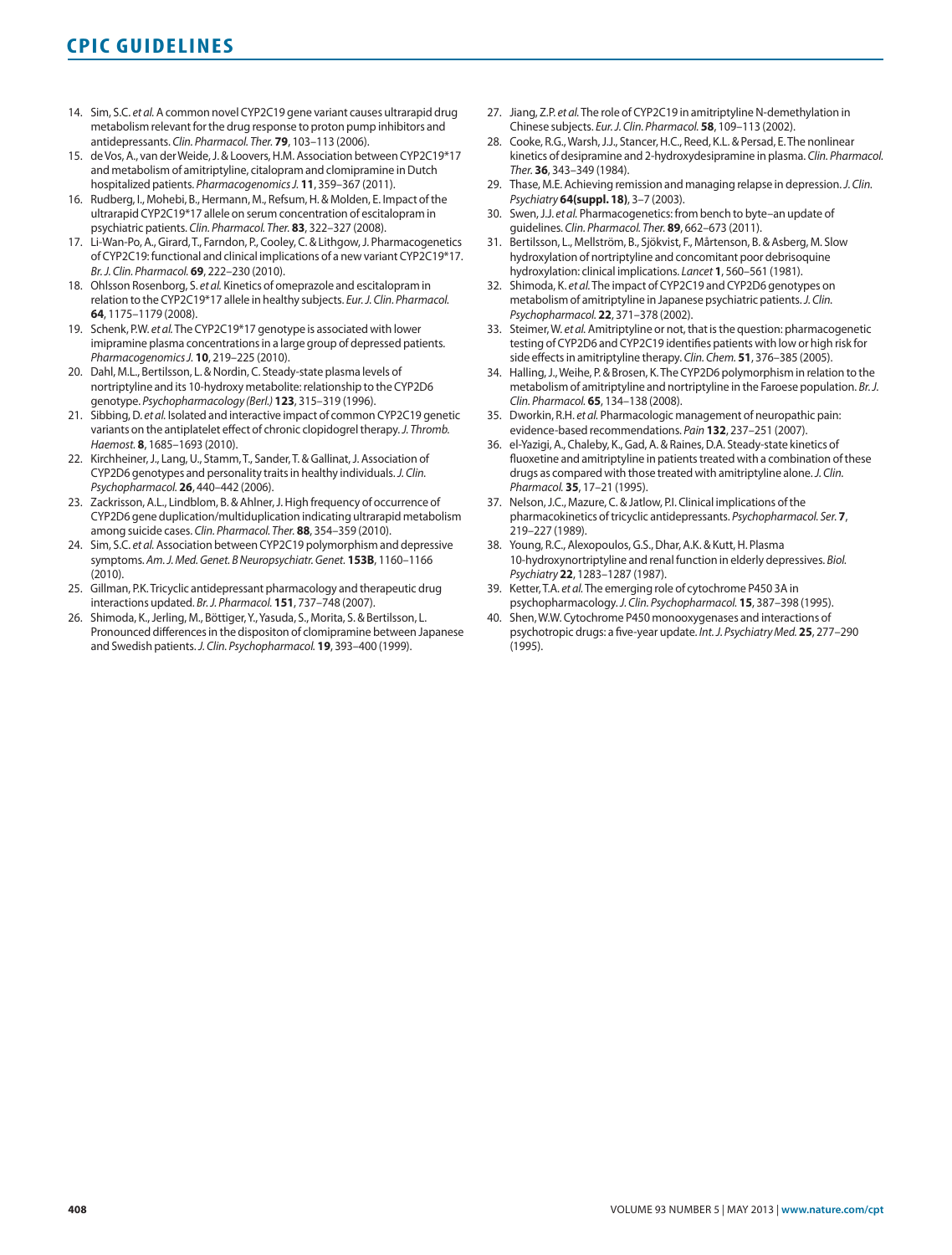14. Sim, S.C. *et al.* A common novel CYP2C19 gene variant causes ultrarapid drug metabolism relevant for the drug response to proton pump inhibitors and antidepressants. *Clin. Pharmacol. Ther.* **79**, 103–113 (2006).
15. de Vos, A., van der Weide, J. & Loovers, H.M. Association between CYP2C19*17 and metabolism of amitriptyline, citalopram and clomipramine in Dutch hospitalized patients. *Pharmacogenomics J.* **11**, 359–367 (2011).
16. Rudberg, I., Mohebi, B., Hermann, M., Refsum, H. & Molden, E. Impact of the ultrarapid CYP2C19*17 allele on serum concentration of escitalopram in psychiatric patients. *Clin. Pharmacol. Ther.* **83**, 322–327 (2008).
17. Li-Wan-Po, A., Girard, T., Farndon, P., Cooley, C. & Lithgow, J. Pharmacogenetics of CYP2C19: functional and clinical implications of a new variant CYP2C19*17. *Br. J. Clin. Pharmacol.* **69**, 222–230 (2010).
18. Ohlsson Rosenborg, S. *et al.* Kinetics of omeprazole and escitalopram in relation to the CYP2C19*17 allele in healthy subjects. *Eur. J. Clin. Pharmacol.* **64**, 1175–1179 (2008).
19. Schenk, P.W. *et al.* The CYP2C19*17 genotype is associated with lower imipramine plasma concentrations in a large group of depressed patients. *Pharmacogenomics J.* **10**, 219–225 (2010).
20. Dahl, M.L., Bertilsson, L. & Nordin, C. Steady-state plasma levels of nortriptyline and its 10-hydroxy metabolite: relationship to the CYP2D6 genotype. *Psychopharmacology (Berl.)* **123**, 315–319 (1996).
21. Sibbing, D. *et al.* Isolated and interactive impact of common CYP2C19 genetic variants on the antiplatelet effect of chronic clopidogrel therapy. *J. Thromb. Haemost.* **8**, 1685–1693 (2010).
22. Kirchheiner, J., Lang, U., Stamm, T., Sander, T. & Gallinat, J. Association of CYP2D6 genotypes and personality traits in healthy individuals. *J. Clin. Psychopharmacol.* **26**, 440–442 (2006).
23. Zackrisson, A.L., Lindblom, B. & Ahlner, J. High frequency of occurrence of CYP2D6 gene duplication/multiduplication indicating ultrarapid metabolism among suicide cases. *Clin. Pharmacol. Ther.* **88**, 354–359 (2010).
24. Sim, S.C. *et al.* Association between CYP2C19 polymorphism and depressive symptoms. *Am. J. Med. Genet. B Neuropsychiatr. Genet.* **153B**, 1160–1166 (2010).
25. Gillman, P.K. Tricyclic antidepressant pharmacology and therapeutic drug interactions updated. *Br. J. Pharmacol.* **151**, 737–748 (2007).
26. Shimoda, K., Jerling, M., Böttiger, Y., Yasuda, S., Morita, S. & Bertilsson, L. Pronounced differences in the dispositon of clomipramine between Japanese and Swedish patients. *J. Clin. Psychopharmacol.* **19**, 393–400 (1999).
27. Jiang, Z.P. *et al.* The role of CYP2C19 in amitriptyline N-demethylation in Chinese subjects. *Eur. J. Clin. Pharmacol.* **58**, 109–113 (2002).
28. Cooke, R.G., Warsh, J.J., Stancer, H.C., Reed, K.L. & Persad, E. The nonlinear kinetics of desipramine and 2-hydroxydesipramine in plasma. *Clin. Pharmacol. Ther.* **36**, 343–349 (1984).
29. Thase, M.E. Achieving remission and managing relapse in depression. *J. Clin. Psychiatry* **64(suppl. 18)**, 3–7 (2003).
30. Swen, J.J. *et al.* Pharmacogenetics: from bench to byte–an update of guidelines. *Clin. Pharmacol. Ther.* **89**, 662–673 (2011).
31. Bertilsson, L., Mellström, B., Sjökvist, F., Mårtenson, B. & Asberg, M. Slow hydroxylation of nortriptyline and concomitant poor debrisoquine hydroxylation: clinical implications. *Lancet* **1**, 560–561 (1981).
32. Shimoda, K. *et al.* The impact of CYP2C19 and CYP2D6 genotypes on metabolism of amitriptyline in Japanese psychiatric patients. *J. Clin. Psychopharmacol.* **22**, 371–378 (2002).
33. Steimer, W. *et al.* Amitriptyline or not, that is the question: pharmacogenetic testing of CYP2D6 and CYP2C19 identifies patients with low or high risk for side effects in amitriptyline therapy. *Clin. Chem.* **51**, 376–385 (2005).
34. Halling, J., Weihe, P. & Brosen, K. The CYP2D6 polymorphism in relation to the metabolism of amitriptyline and nortriptyline in the Faroese population. *Br. J. Clin. Pharmacol.* **65**, 134–138 (2008).
35. Dworkin, R.H. *et al.* Pharmacologic management of neuropathic pain: evidence-based recommendations. *Pain* **132**, 237–251 (2007).
36. el-Yazigi, A., Chaleby, K., Gad, A. & Raines, D.A. Steady-state kinetics of fluoxetine and amitriptyline in patients treated with a combination of these drugs as compared with those treated with amitriptyline alone. *J. Clin. Pharmacol.* **35**, 17–21 (1995).
37. Nelson, J.C., Mazure, C. & Jatlow, P.I. Clinical implications of the pharmacokinetics of tricyclic antidepressants. *Psychopharmacol. Ser.* **7**, 219–227 (1989).
38. Young, R.C., Alexopoulos, G.S., Dhar, A.K. & Kutt, H. Plasma 10-hydroxynortriptyline and renal function in elderly depressives. *Biol. Psychiatry* **22**, 1283–1287 (1987).
39. Ketter, T.A. *et al.* The emerging role of cytochrome P450 3A in psychopharmacology. *J. Clin. Psychopharmacol.* **15**, 387–398 (1995).
40. Shen, W.W. Cytochrome P450 monooxygenases and interactions of psychotropic drugs: a five-year update. *Int. J. Psychiatry Med.* **25**, 277–290 (1995).